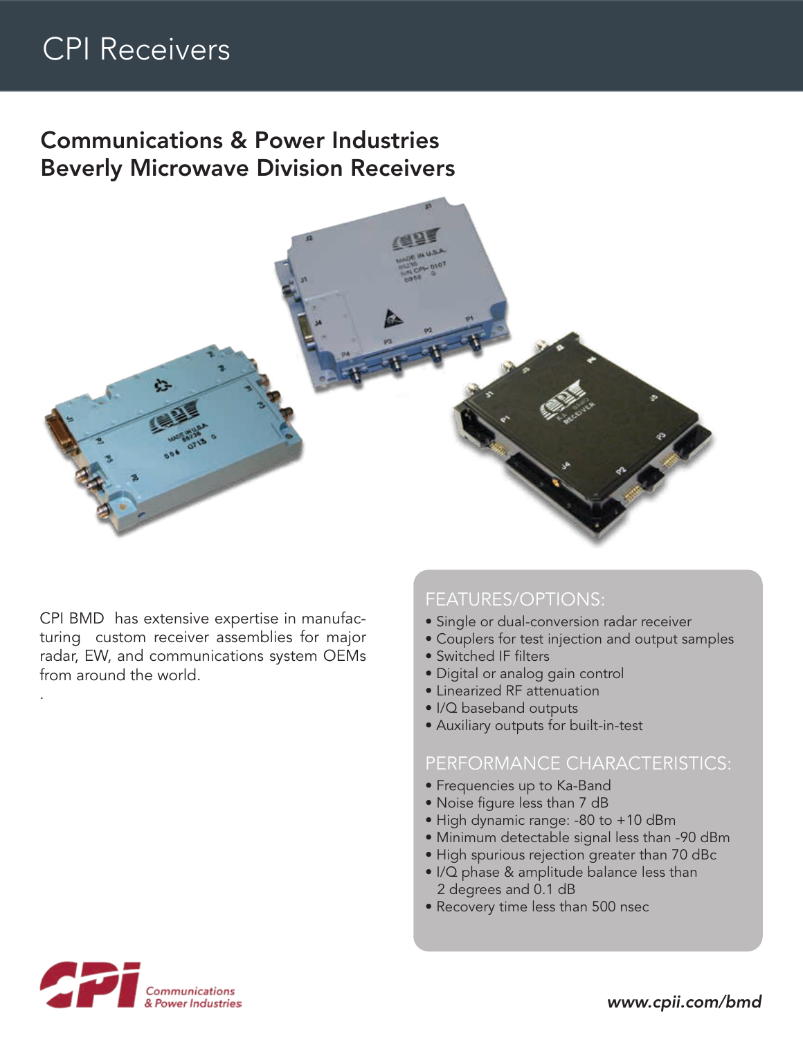# CPI Receivers

## Communications & Power Industries Beverly Microwave Division Receivers

CPI BMD has extensive expertise in manufacturing custom receiver assemblies for major radar, EW, and communications system OEMs from around the world.

### FEATURES/OPTIONS:

- Single or dual-conversion radar receiver
- Couplers for test injection and output samples
- Switched IF filters
- Digital or analog gain control
- Linearized RF attenuation
- I/Q baseband outputs
- Auxiliary outputs for built-in-test

### PERFORMANCE CHARACTERISTICS:

- Frequencies up to Ka-Band
- Noise figure less than 7 dB
- High dynamic range: -80 to +10 dBm
- Minimum detectable signal less than -90 dBm
- High spurious rejection greater than 70 dBc
- I/Q phase & amplitude balance less than 2 degrees and 0.1 dB
- Recovery time less than 500 nsec

Communications & Power Industries

*www.cpii.com/bmd*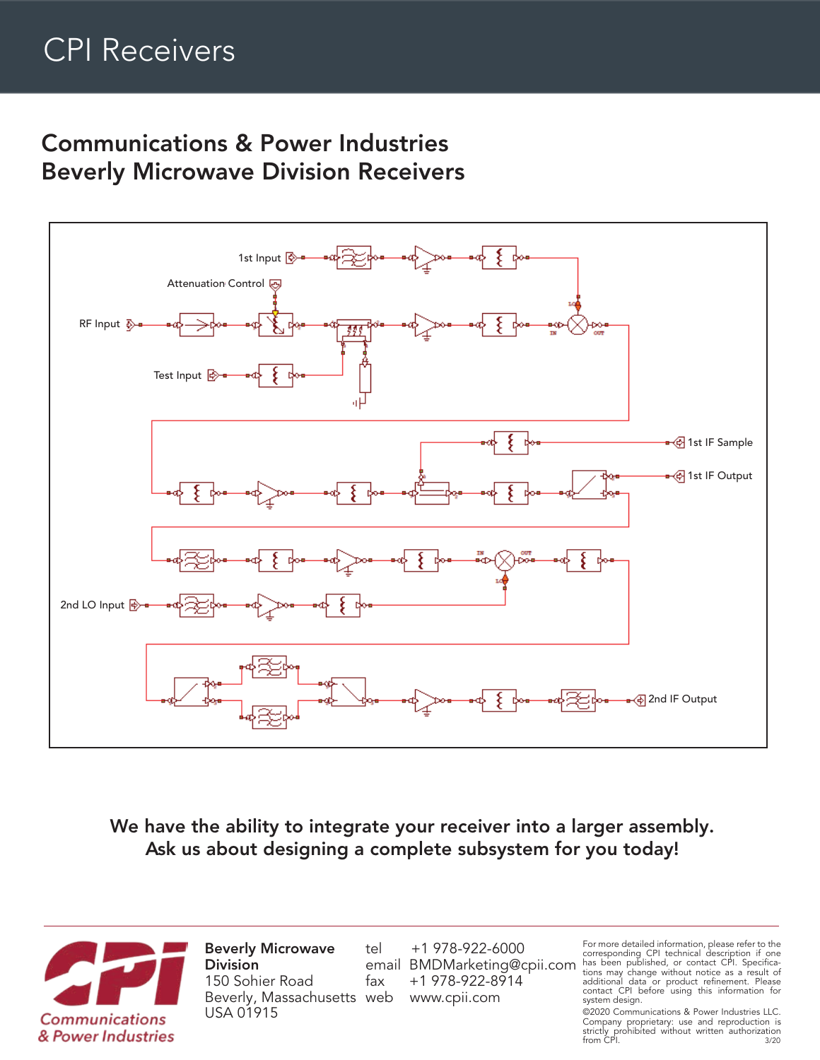# CPI Receivers

## Communications & Power Industries
## Beverly Microwave Division Receivers

1st Input

Attenuation Control

RF Input

Test Input

1st IF Sample

1st IF Output

2nd LO Input

2nd IF Output

**We have the ability to integrate your receiver into a larger assembly.**
**Ask us about designing a complete subsystem for you today!**

Communications & Power Industries

**Beverly Microwave Division**
150 Sohier Road
Beverly, Massachusetts
USA 01915

tel +1 978-922-6000
email BMDMarketing@cpii.com
fax +1 978-922-8914
web www.cpii.com

For more detailed information, please refer to the corresponding CPI technical description if one has been published, or contact CPI. Specifications may change without notice as a result of additional data or product refinement. Please contact CPI before using this information for system design.

©2020 Communications & Power Industries LLC. Company proprietary: use and reproduction is strictly prohibited without written authorization from CPI. 3/20